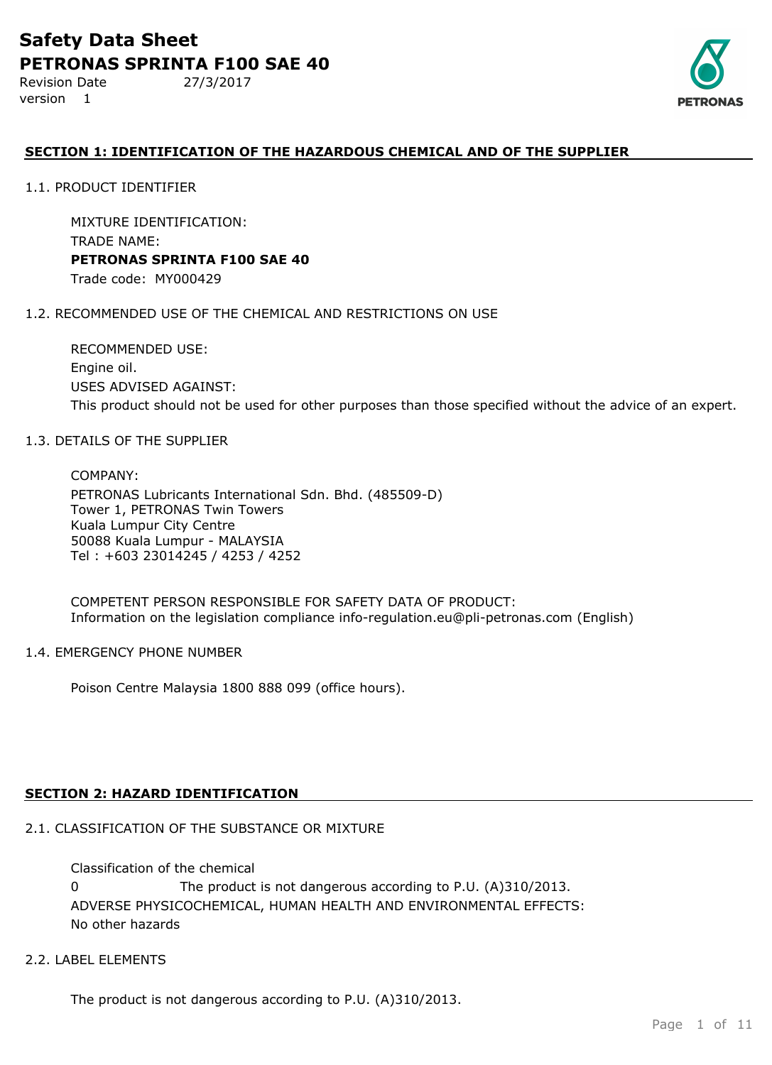# Safety Data Sheet

## PETRONAS SPRINTA F100 SAE 40

Revision Date 27/3/2017
version 1

PETRONAS

## SECTION 1: IDENTIFICATION OF THE HAZARDOUS CHEMICAL AND OF THE SUPPLIER

### 1.1. PRODUCT IDENTIFIER

MIXTURE IDENTIFICATION:
TRADE NAME:
**PETRONAS SPRINTA F100 SAE 40**
Trade code: MY000429

### 1.2. RECOMMENDED USE OF THE CHEMICAL AND RESTRICTIONS ON USE

RECOMMENDED USE:
Engine oil.
USES ADVISED AGAINST:
This product should not be used for other purposes than those specified without the advice of an expert.

### 1.3. DETAILS OF THE SUPPLIER

COMPANY:
PETRONAS Lubricants International Sdn. Bhd. (485509-D)
Tower 1, PETRONAS Twin Towers
Kuala Lumpur City Centre
50088 Kuala Lumpur - MALAYSIA
Tel : +603 23014245 / 4253 / 4252

COMPETENT PERSON RESPONSIBLE FOR SAFETY DATA OF PRODUCT:
Information on the legislation compliance info-regulation.eu@pli-petronas.com (English)

### 1.4. EMERGENCY PHONE NUMBER

Poison Centre Malaysia 1800 888 099 (office hours).

## SECTION 2: HAZARD IDENTIFICATION

### 2.1. CLASSIFICATION OF THE SUBSTANCE OR MIXTURE

Classification of the chemical
0 The product is not dangerous according to P.U. (A)310/2013.
ADVERSE PHYSICOCHEMICAL, HUMAN HEALTH AND ENVIRONMENTAL EFFECTS:
No other hazards

### 2.2. LABEL ELEMENTS

The product is not dangerous according to P.U. (A)310/2013.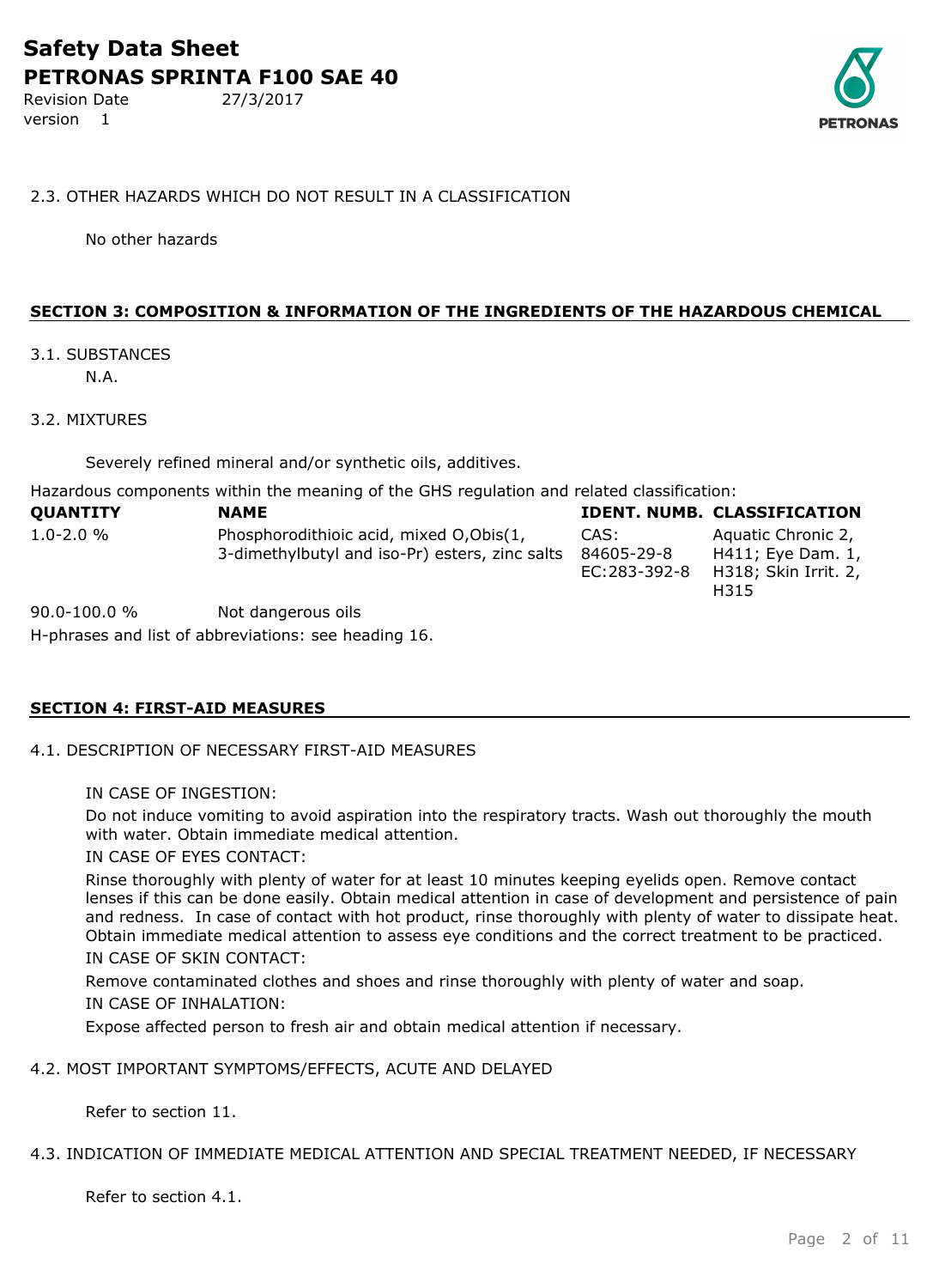2.3. OTHER HAZARDS WHICH DO NOT RESULT IN A CLASSIFICATION

No other hazards

## SECTION 3: COMPOSITION & INFORMATION OF THE INGREDIENTS OF THE HAZARDOUS CHEMICAL

3.1. SUBSTANCES

N.A.

3.2. MIXTURES

Severely refined mineral and/or synthetic oils, additives.

Hazardous components within the meaning of the GHS regulation and related classification:

| QUANTITY | NAME | IDENT. NUMB. | CLASSIFICATION |
|---|---|---|---|
| 1.0-2.0 % | Phosphorodithioic acid, mixed O,Obis(1, 3-dimethylbutyl and iso-Pr) esters, zinc salts | CAS: 84605-29-8 EC:283-392-8 | Aquatic Chronic 2, H411; Eye Dam. 1, H318; Skin Irrit. 2, H315 |
| 90.0-100.0 % | Not dangerous oils | | |

H-phrases and list of abbreviations: see heading 16.

## SECTION 4: FIRST-AID MEASURES

4.1. DESCRIPTION OF NECESSARY FIRST-AID MEASURES

IN CASE OF INGESTION:

Do not induce vomiting to avoid aspiration into the respiratory tracts. Wash out thoroughly the mouth with water. Obtain immediate medical attention.

IN CASE OF EYES CONTACT:

Rinse thoroughly with plenty of water for at least 10 minutes keeping eyelids open. Remove contact lenses if this can be done easily. Obtain medical attention in case of development and persistence of pain and redness. In case of contact with hot product, rinse thoroughly with plenty of water to dissipate heat. Obtain immediate medical attention to assess eye conditions and the correct treatment to be practiced.

IN CASE OF SKIN CONTACT:

Remove contaminated clothes and shoes and rinse thoroughly with plenty of water and soap.

IN CASE OF INHALATION:

Expose affected person to fresh air and obtain medical attention if necessary.

4.2. MOST IMPORTANT SYMPTOMS/EFFECTS, ACUTE AND DELAYED

Refer to section 11.

4.3. INDICATION OF IMMEDIATE MEDICAL ATTENTION AND SPECIAL TREATMENT NEEDED, IF NECESSARY

Refer to section 4.1.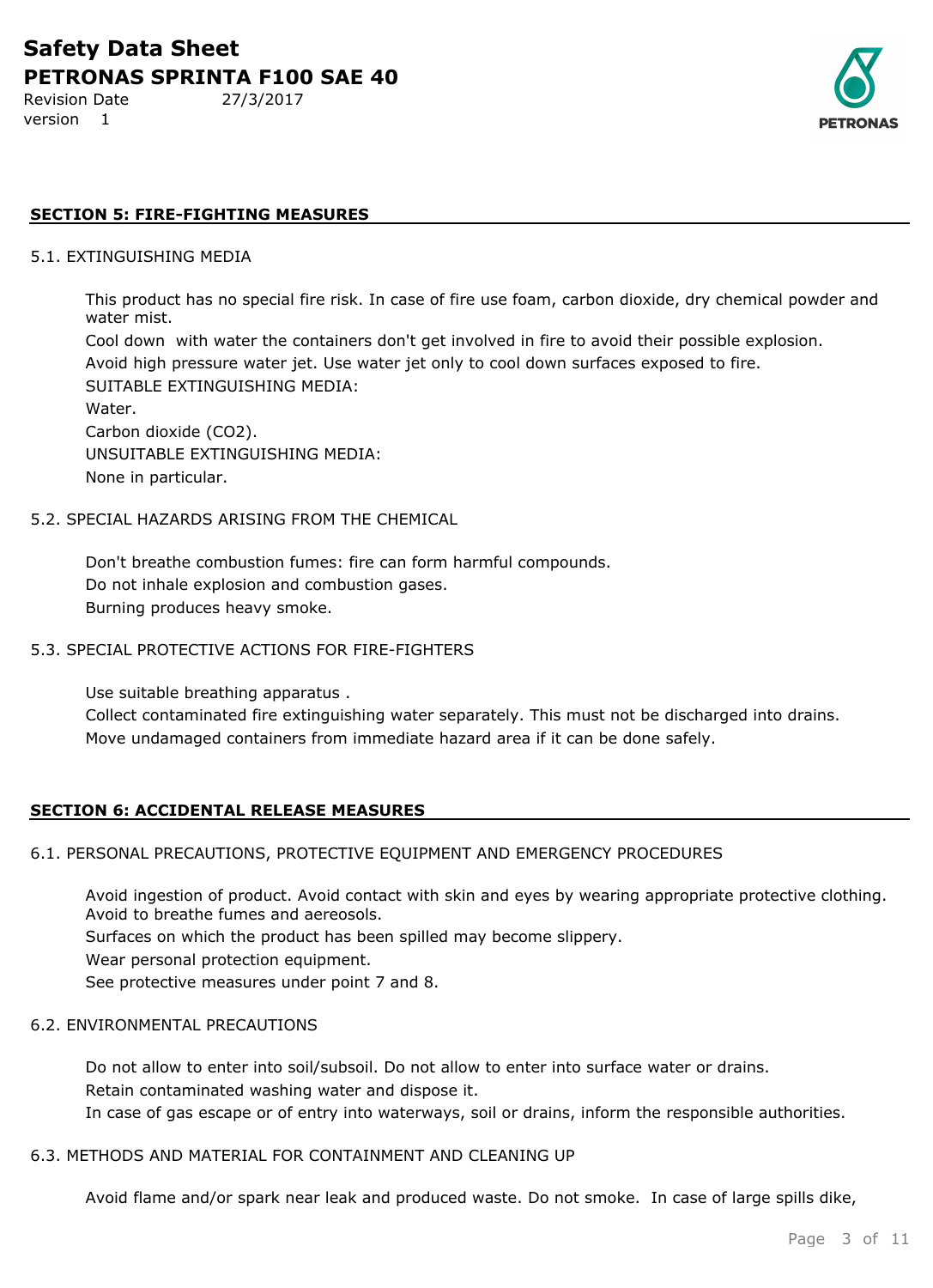## SECTION 5: FIRE-FIGHTING MEASURES

### 5.1. EXTINGUISHING MEDIA

This product has no special fire risk. In case of fire use foam, carbon dioxide, dry chemical powder and water mist.

Cool down with water the containers don't get involved in fire to avoid their possible explosion.

Avoid high pressure water jet. Use water jet only to cool down surfaces exposed to fire.

SUITABLE EXTINGUISHING MEDIA:

Water.

Carbon dioxide ($CO_2$).

UNSUITABLE EXTINGUISHING MEDIA:

None in particular.

### 5.2. SPECIAL HAZARDS ARISING FROM THE CHEMICAL

Don't breathe combustion fumes: fire can form harmful compounds.

Do not inhale explosion and combustion gases.

Burning produces heavy smoke.

### 5.3. SPECIAL PROTECTIVE ACTIONS FOR FIRE-FIGHTERS

Use suitable breathing apparatus .

Collect contaminated fire extinguishing water separately. This must not be discharged into drains.

Move undamaged containers from immediate hazard area if it can be done safely.

## SECTION 6: ACCIDENTAL RELEASE MEASURES

### 6.1. PERSONAL PRECAUTIONS, PROTECTIVE EQUIPMENT AND EMERGENCY PROCEDURES

Avoid ingestion of product. Avoid contact with skin and eyes by wearing appropriate protective clothing. Avoid to breathe fumes and aereosols.

Surfaces on which the product has been spilled may become slippery.

Wear personal protection equipment.

See protective measures under point 7 and 8.

### 6.2. ENVIRONMENTAL PRECAUTIONS

Do not allow to enter into soil/subsoil. Do not allow to enter into surface water or drains.

Retain contaminated washing water and dispose it.

In case of gas escape or of entry into waterways, soil or drains, inform the responsible authorities.

### 6.3. METHODS AND MATERIAL FOR CONTAINMENT AND CLEANING UP

Avoid flame and/or spark near leak and produced waste. Do not smoke. In case of large spills dike,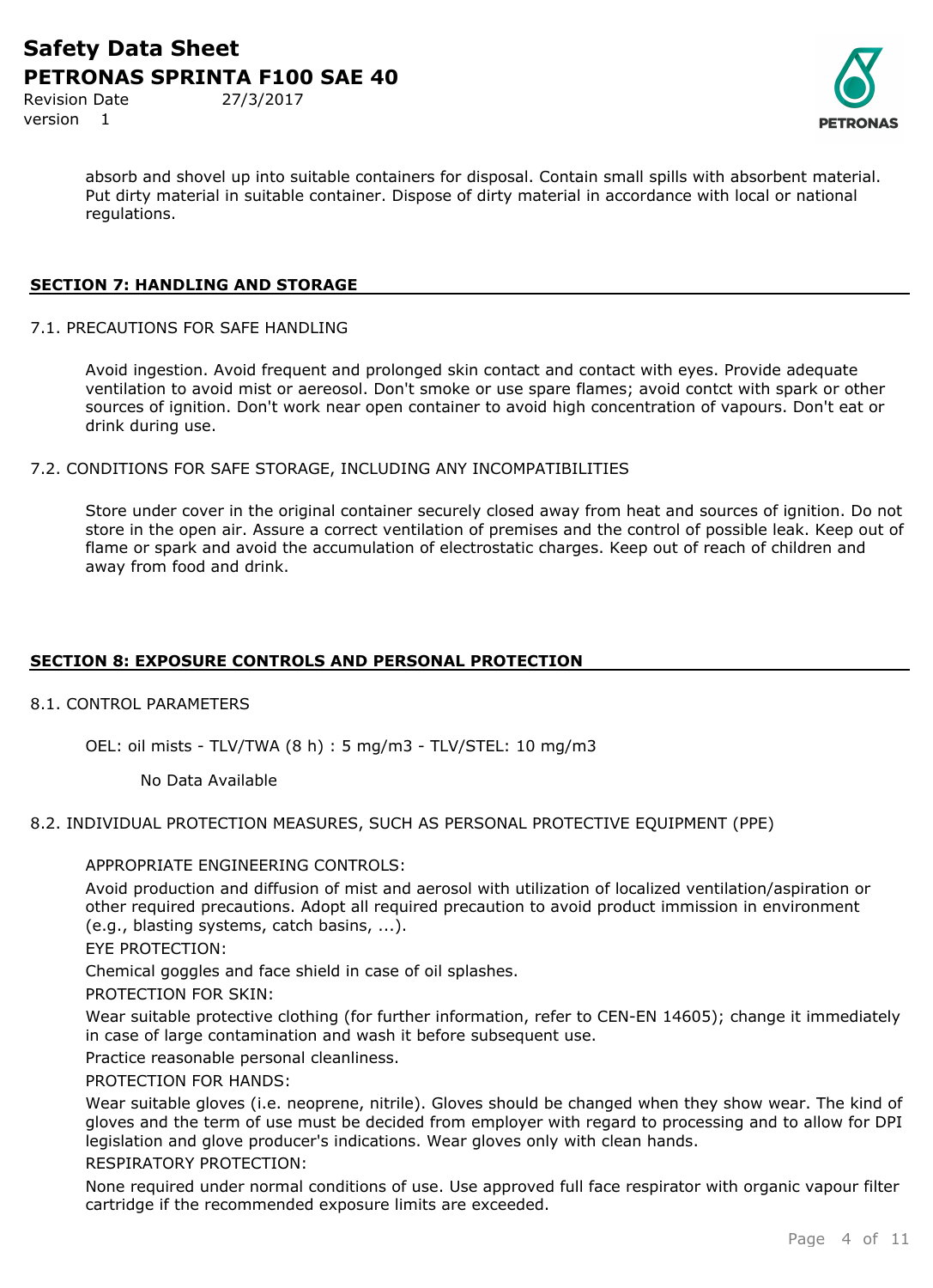absorb and shovel up into suitable containers for disposal. Contain small spills with absorbent material. Put dirty material in suitable container. Dispose of dirty material in accordance with local or national regulations.

## SECTION 7: HANDLING AND STORAGE

### 7.1. PRECAUTIONS FOR SAFE HANDLING

Avoid ingestion. Avoid frequent and prolonged skin contact and contact with eyes. Provide adequate ventilation to avoid mist or aereosol. Don't smoke or use spare flames; avoid contct with spark or other sources of ignition. Don't work near open container to avoid high concentration of vapours. Don't eat or drink during use.

### 7.2. CONDITIONS FOR SAFE STORAGE, INCLUDING ANY INCOMPATIBILITIES

Store under cover in the original container securely closed away from heat and sources of ignition. Do not store in the open air. Assure a correct ventilation of premises and the control of possible leak. Keep out of flame or spark and avoid the accumulation of electrostatic charges. Keep out of reach of children and away from food and drink.

## SECTION 8: EXPOSURE CONTROLS AND PERSONAL PROTECTION

### 8.1. CONTROL PARAMETERS

OEL: oil mists - TLV/TWA (8 h) : 5 mg/m3 - TLV/STEL: 10 mg/m3

No Data Available

### 8.2. INDIVIDUAL PROTECTION MEASURES, SUCH AS PERSONAL PROTECTIVE EQUIPMENT (PPE)

APPROPRIATE ENGINEERING CONTROLS:

Avoid production and diffusion of mist and aerosol with utilization of localized ventilation/aspiration or other required precautions. Adopt all required precaution to avoid product immission in environment (e.g., blasting systems, catch basins, ...).

EYE PROTECTION:

Chemical goggles and face shield in case of oil splashes.

PROTECTION FOR SKIN:

Wear suitable protective clothing (for further information, refer to CEN-EN 14605); change it immediately in case of large contamination and wash it before subsequent use.

Practice reasonable personal cleanliness.

PROTECTION FOR HANDS:

Wear suitable gloves (i.e. neoprene, nitrile). Gloves should be changed when they show wear. The kind of gloves and the term of use must be decided from employer with regard to processing and to allow for DPI legislation and glove producer's indications. Wear gloves only with clean hands.

RESPIRATORY PROTECTION:

None required under normal conditions of use. Use approved full face respirator with organic vapour filter cartridge if the recommended exposure limits are exceeded.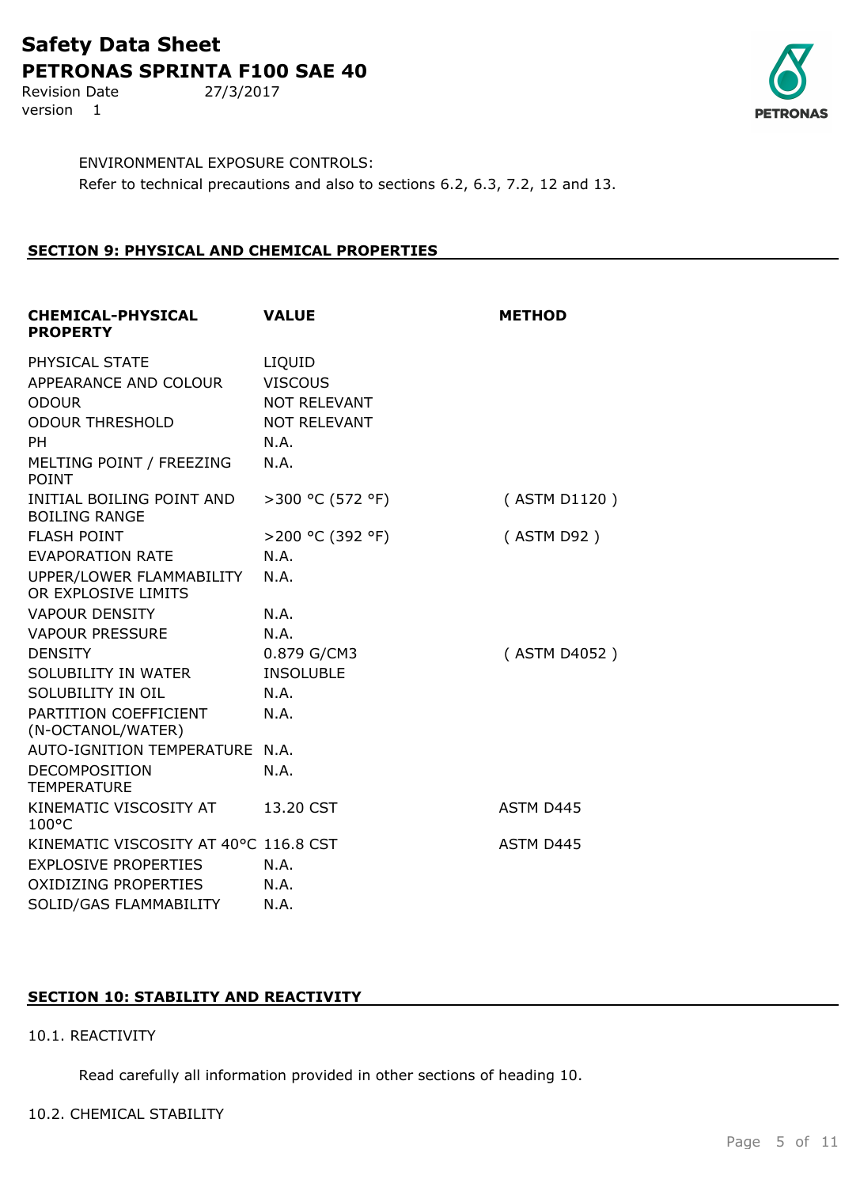ENVIRONMENTAL EXPOSURE CONTROLS:

Refer to technical precautions and also to sections 6.2, 6.3, 7.2, 12 and 13.

## SECTION 9: PHYSICAL AND CHEMICAL PROPERTIES

| CHEMICAL-PHYSICAL PROPERTY | VALUE | METHOD |
|---|---|---|
| PHYSICAL STATE | LIQUID | |
| APPEARANCE AND COLOUR | VISCOUS | |
| ODOUR | NOT RELEVANT | |
| ODOUR THRESHOLD | NOT RELEVANT | |
| PH | N.A. | |
| MELTING POINT / FREEZING POINT | N.A. | |
| INITIAL BOILING POINT AND BOILING RANGE | >300 °C (572 °F) | ( ASTM D1120 ) |
| FLASH POINT | >200 °C (392 °F) | ( ASTM D92 ) |
| EVAPORATION RATE | N.A. | |
| UPPER/LOWER FLAMMABILITY OR EXPLOSIVE LIMITS | N.A. | |
| VAPOUR DENSITY | N.A. | |
| VAPOUR PRESSURE | N.A. | |
| DENSITY | 0.879 G/CM3 | ( ASTM D4052 ) |
| SOLUBILITY IN WATER | INSOLUBLE | |
| SOLUBILITY IN OIL | N.A. | |
| PARTITION COEFFICIENT (N-OCTANOL/WATER) | N.A. | |
| AUTO-IGNITION TEMPERATURE | N.A. | |
| DECOMPOSITION TEMPERATURE | N.A. | |
| KINEMATIC VISCOSITY AT 100°C | 13.20 CST | ASTM D445 |
| KINEMATIC VISCOSITY AT 40°C | 116.8 CST | ASTM D445 |
| EXPLOSIVE PROPERTIES | N.A. | |
| OXIDIZING PROPERTIES | N.A. | |
| SOLID/GAS FLAMMABILITY | N.A. | |

## SECTION 10: STABILITY AND REACTIVITY

10.1. REACTIVITY

Read carefully all information provided in other sections of heading 10.

10.2. CHEMICAL STABILITY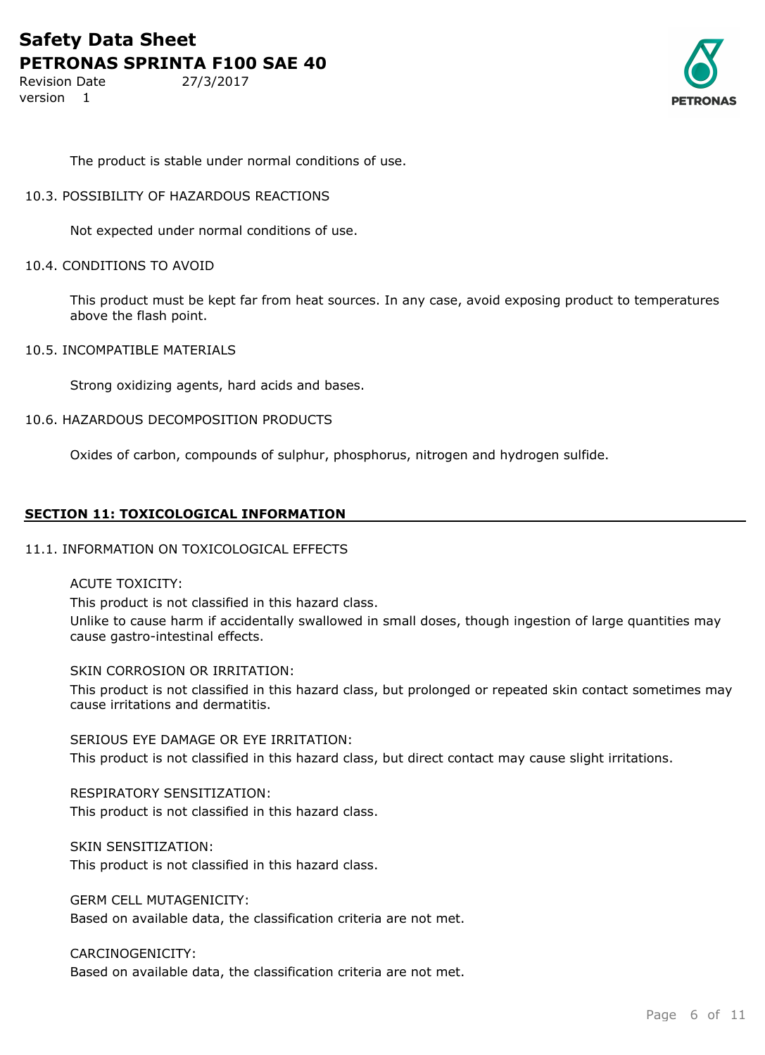The product is stable under normal conditions of use.

### 10.3. POSSIBILITY OF HAZARDOUS REACTIONS

Not expected under normal conditions of use.

### 10.4. CONDITIONS TO AVOID

This product must be kept far from heat sources. In any case, avoid exposing product to temperatures above the flash point.

### 10.5. INCOMPATIBLE MATERIALS

Strong oxidizing agents, hard acids and bases.

### 10.6. HAZARDOUS DECOMPOSITION PRODUCTS

Oxides of carbon, compounds of sulphur, phosphorus, nitrogen and hydrogen sulfide.

## SECTION 11: TOXICOLOGICAL INFORMATION

### 11.1. INFORMATION ON TOXICOLOGICAL EFFECTS

ACUTE TOXICITY:

This product is not classified in this hazard class.

Unlike to cause harm if accidentally swallowed in small doses, though ingestion of large quantities may cause gastro-intestinal effects.

SKIN CORROSION OR IRRITATION:

This product is not classified in this hazard class, but prolonged or repeated skin contact sometimes may cause irritations and dermatitis.

SERIOUS EYE DAMAGE OR EYE IRRITATION:

This product is not classified in this hazard class, but direct contact may cause slight irritations.

RESPIRATORY SENSITIZATION:

This product is not classified in this hazard class.

SKIN SENSITIZATION:

This product is not classified in this hazard class.

GERM CELL MUTAGENICITY:

Based on available data, the classification criteria are not met.

CARCINOGENICITY:

Based on available data, the classification criteria are not met.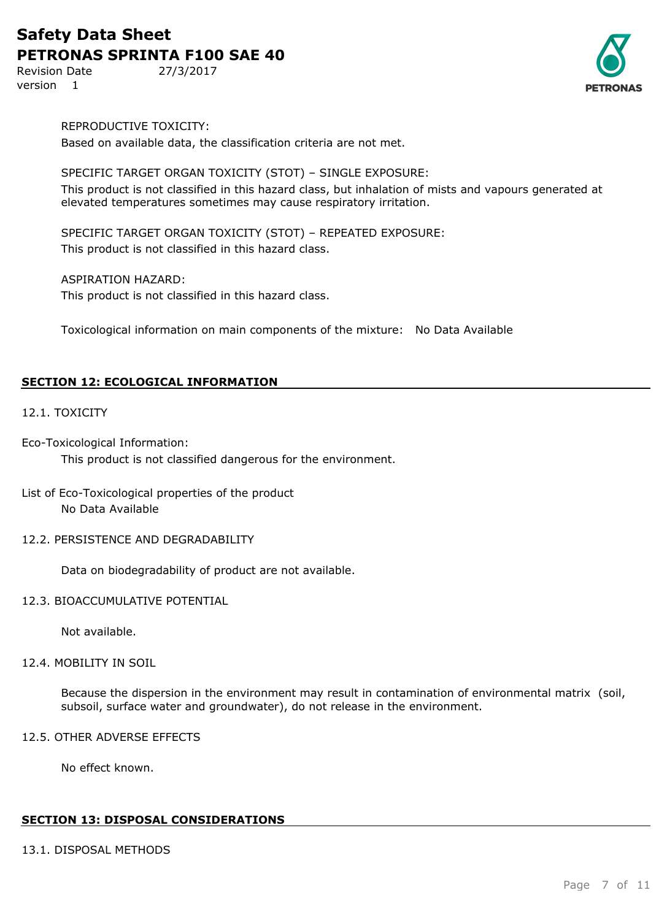REPRODUCTIVE TOXICITY:

Based on available data, the classification criteria are not met.

SPECIFIC TARGET ORGAN TOXICITY (STOT) – SINGLE EXPOSURE:

This product is not classified in this hazard class, but inhalation of mists and vapours generated at elevated temperatures sometimes may cause respiratory irritation.

SPECIFIC TARGET ORGAN TOXICITY (STOT) – REPEATED EXPOSURE:

This product is not classified in this hazard class.

ASPIRATION HAZARD:

This product is not classified in this hazard class.

Toxicological information on main components of the mixture: No Data Available

## SECTION 12: ECOLOGICAL INFORMATION

12.1. TOXICITY

Eco-Toxicological Information:

This product is not classified dangerous for the environment.

List of Eco-Toxicological properties of the product

No Data Available

12.2. PERSISTENCE AND DEGRADABILITY

Data on biodegradability of product are not available.

12.3. BIOACCUMULATIVE POTENTIAL

Not available.

12.4. MOBILITY IN SOIL

Because the dispersion in the environment may result in contamination of environmental matrix (soil, subsoil, surface water and groundwater), do not release in the environment.

12.5. OTHER ADVERSE EFFECTS

No effect known.

## SECTION 13: DISPOSAL CONSIDERATIONS

13.1. DISPOSAL METHODS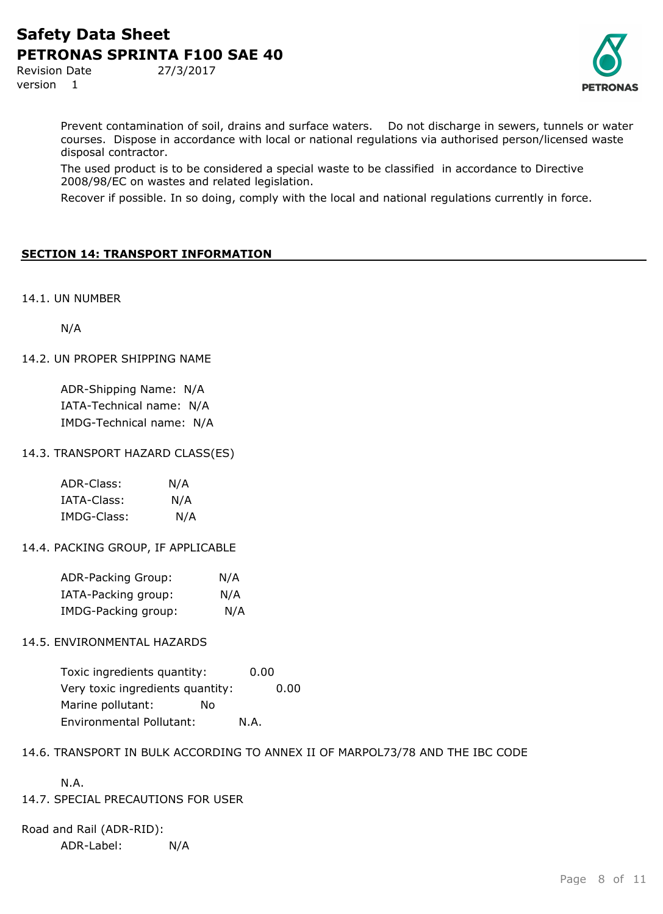Prevent contamination of soil, drains and surface waters. Do not discharge in sewers, tunnels or water courses. Dispose in accordance with local or national regulations via authorised person/licensed waste disposal contractor.

The used product is to be considered a special waste to be classified in accordance to Directive 2008/98/EC on wastes and related legislation.

Recover if possible. In so doing, comply with the local and national regulations currently in force.

## SECTION 14: TRANSPORT INFORMATION

14.1. UN NUMBER

N/A

14.2. UN PROPER SHIPPING NAME

ADR-Shipping Name: N/A
IATA-Technical name: N/A
IMDG-Technical name: N/A

14.3. TRANSPORT HAZARD CLASS(ES)

ADR-Class: N/A
IATA-Class: N/A
IMDG-Class: N/A

14.4. PACKING GROUP, IF APPLICABLE

ADR-Packing Group: N/A
IATA-Packing group: N/A
IMDG-Packing group: N/A

14.5. ENVIRONMENTAL HAZARDS

Toxic ingredients quantity: 0.00
Very toxic ingredients quantity: 0.00
Marine pollutant: No
Environmental Pollutant: N.A.

14.6. TRANSPORT IN BULK ACCORDING TO ANNEX II OF MARPOL73/78 AND THE IBC CODE

N.A.

14.7. SPECIAL PRECAUTIONS FOR USER

Road and Rail (ADR-RID):

ADR-Label: N/A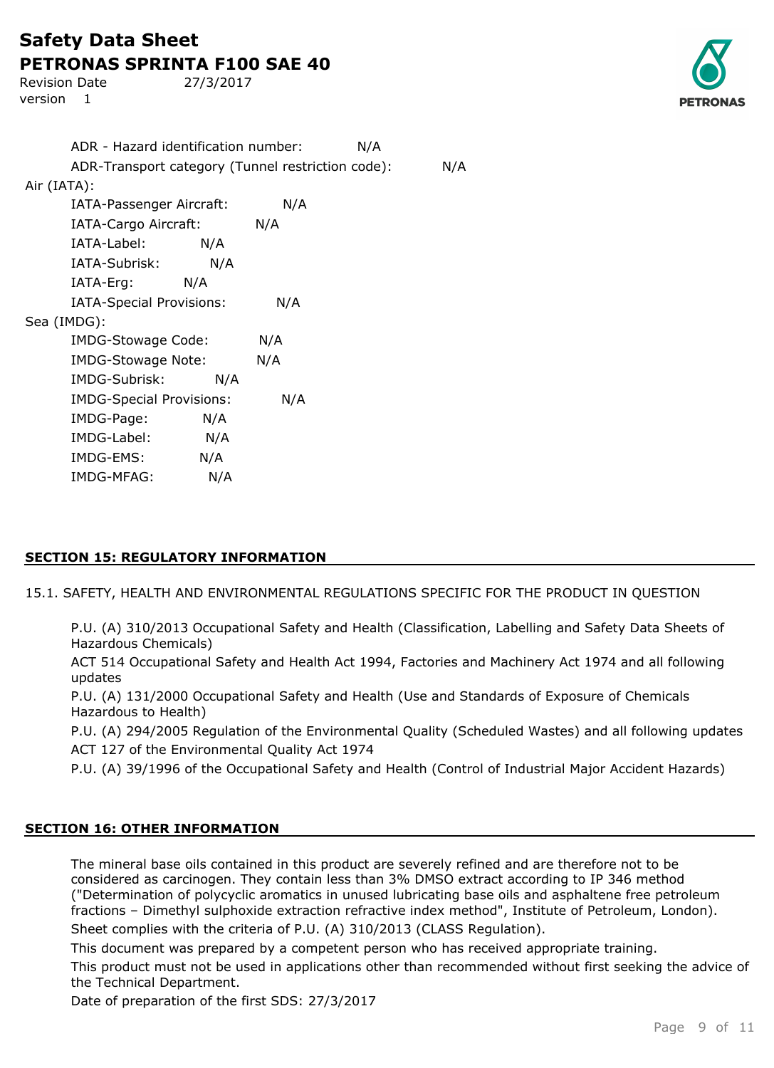ADR - Hazard identification number: N/A

ADR-Transport category (Tunnel restriction code): N/A

Air (IATA):

- IATA-Passenger Aircraft: N/A
- IATA-Cargo Aircraft: N/A
- IATA-Label: N/A
- IATA-Subrisk: N/A
- IATA-Erg: N/A
- IATA-Special Provisions: N/A

Sea (IMDG):

- IMDG-Stowage Code: N/A
- IMDG-Stowage Note: N/A
- IMDG-Subrisk: N/A
- IMDG-Special Provisions: N/A
- IMDG-Page: N/A
- IMDG-Label: N/A
- IMDG-EMS: N/A
- IMDG-MFAG: N/A

## SECTION 15: REGULATORY INFORMATION

15.1. SAFETY, HEALTH AND ENVIRONMENTAL REGULATIONS SPECIFIC FOR THE PRODUCT IN QUESTION

P.U. (A) 310/2013 Occupational Safety and Health (Classification, Labelling and Safety Data Sheets of Hazardous Chemicals)

ACT 514 Occupational Safety and Health Act 1994, Factories and Machinery Act 1974 and all following updates

P.U. (A) 131/2000 Occupational Safety and Health (Use and Standards of Exposure of Chemicals Hazardous to Health)

P.U. (A) 294/2005 Regulation of the Environmental Quality (Scheduled Wastes) and all following updates

ACT 127 of the Environmental Quality Act 1974

P.U. (A) 39/1996 of the Occupational Safety and Health (Control of Industrial Major Accident Hazards)

## SECTION 16: OTHER INFORMATION

The mineral base oils contained in this product are severely refined and are therefore not to be considered as carcinogen. They contain less than 3% DMSO extract according to IP 346 method ("Determination of polycyclic aromatics in unused lubricating base oils and asphaltene free petroleum fractions – Dimethyl sulphoxide extraction refractive index method", Institute of Petroleum, London).

Sheet complies with the criteria of P.U. (A) 310/2013 (CLASS Regulation).

This document was prepared by a competent person who has received appropriate training.

This product must not be used in applications other than recommended without first seeking the advice of the Technical Department.

Date of preparation of the first SDS: 27/3/2017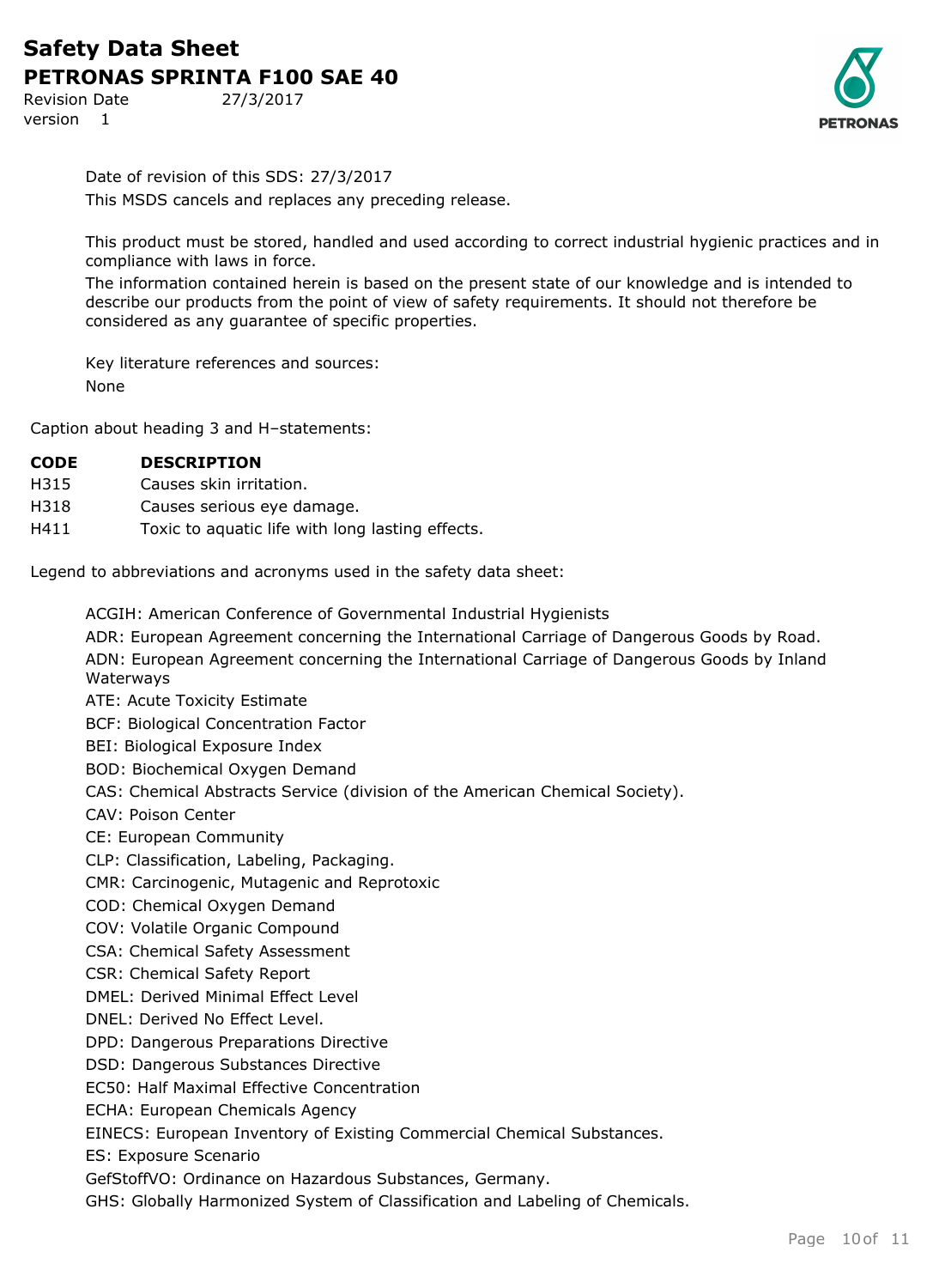Date of revision of this SDS: 27/3/2017

This MSDS cancels and replaces any preceding release.

This product must be stored, handled and used according to correct industrial hygienic practices and in compliance with laws in force.

The information contained herein is based on the present state of our knowledge and is intended to describe our products from the point of view of safety requirements. It should not therefore be considered as any guarantee of specific properties.

Key literature references and sources:

None

Caption about heading 3 and H–statements:

| CODE | DESCRIPTION |
|---|---|
| H315 | Causes skin irritation. |
| H318 | Causes serious eye damage. |
| H411 | Toxic to aquatic life with long lasting effects. |

Legend to abbreviations and acronyms used in the safety data sheet:

ACGIH: American Conference of Governmental Industrial Hygienists

ADR: European Agreement concerning the International Carriage of Dangerous Goods by Road.

ADN: European Agreement concerning the International Carriage of Dangerous Goods by Inland Waterways

ATE: Acute Toxicity Estimate

BCF: Biological Concentration Factor

BEI: Biological Exposure Index

BOD: Biochemical Oxygen Demand

CAS: Chemical Abstracts Service (division of the American Chemical Society).

CAV: Poison Center

CE: European Community

CLP: Classification, Labeling, Packaging.

CMR: Carcinogenic, Mutagenic and Reprotoxic

COD: Chemical Oxygen Demand

COV: Volatile Organic Compound

CSA: Chemical Safety Assessment

CSR: Chemical Safety Report

DMEL: Derived Minimal Effect Level

DNEL: Derived No Effect Level.

DPD: Dangerous Preparations Directive

DSD: Dangerous Substances Directive

EC50: Half Maximal Effective Concentration

ECHA: European Chemicals Agency

EINECS: European Inventory of Existing Commercial Chemical Substances.

ES: Exposure Scenario

GefStoffVO: Ordinance on Hazardous Substances, Germany.

GHS: Globally Harmonized System of Classification and Labeling of Chemicals.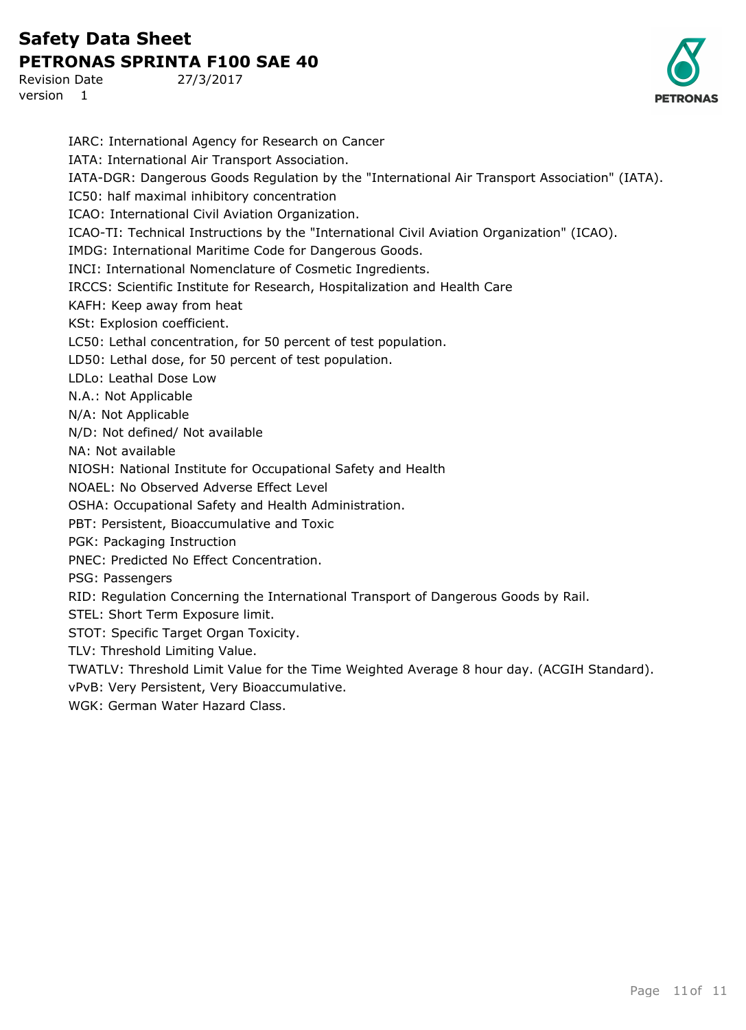IARC: International Agency for Research on Cancer
IATA: International Air Transport Association.
IATA-DGR: Dangerous Goods Regulation by the "International Air Transport Association" (IATA).
IC50: half maximal inhibitory concentration
ICAO: International Civil Aviation Organization.
ICAO-TI: Technical Instructions by the "International Civil Aviation Organization" (ICAO).
IMDG: International Maritime Code for Dangerous Goods.
INCI: International Nomenclature of Cosmetic Ingredients.
IRCCS: Scientific Institute for Research, Hospitalization and Health Care
KAFH: Keep away from heat
KSt: Explosion coefficient.
LC50: Lethal concentration, for 50 percent of test population.
LD50: Lethal dose, for 50 percent of test population.
LDLo: Leathal Dose Low
N.A.: Not Applicable
N/A: Not Applicable
N/D: Not defined/ Not available
NA: Not available
NIOSH: National Institute for Occupational Safety and Health
NOAEL: No Observed Adverse Effect Level
OSHA: Occupational Safety and Health Administration.
PBT: Persistent, Bioaccumulative and Toxic
PGK: Packaging Instruction
PNEC: Predicted No Effect Concentration.
PSG: Passengers
RID: Regulation Concerning the International Transport of Dangerous Goods by Rail.
STEL: Short Term Exposure limit.
STOT: Specific Target Organ Toxicity.
TLV: Threshold Limiting Value.
TWATLV: Threshold Limit Value for the Time Weighted Average 8 hour day. (ACGIH Standard).
vPvB: Very Persistent, Very Bioaccumulative.
WGK: German Water Hazard Class.